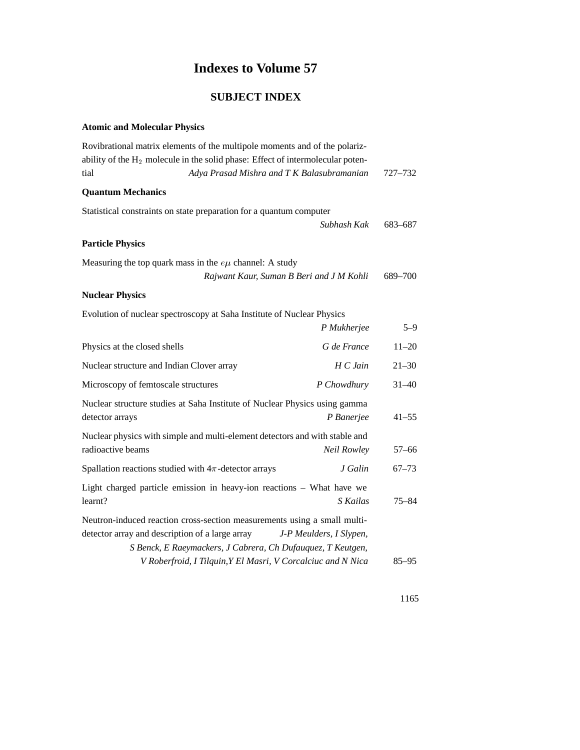# Indexes to Volume 57

## SUBJECT INDEX

### Atomic and Molecular Physics

Rovibrational matrix elements of the multipole moments and of the polarizability of the $H_2$ molecule in the solid phase: Effect of intermolecular potential — *Adya Prasad Mishra and T K Balasubramanian* — 727–732

### Quantum Mechanics

Statistical constraints on state preparation for a quantum computer — *Subhash Kak* — 683–687

### Particle Physics

Measuring the top quark mass in the $e\mu$ channel: A study — *Rajwant Kaur, Suman B Beri and J M Kohli* — 689–700

### Nuclear Physics

Evolution of nuclear spectroscopy at Saha Institute of Nuclear Physics — *P Mukherjee* — 5–9

Physics at the closed shells — *G de France* — 11–20

Nuclear structure and Indian Clover array — *H C Jain* — 21–30

Microscopy of femtoscale structures — *P Chowdhury* — 31–40

Nuclear structure studies at Saha Institute of Nuclear Physics using gamma detector arrays — *P Banerjee* — 41–55

Nuclear physics with simple and multi-element detectors and with stable and radioactive beams — *Neil Rowley* — 57–66

Spallation reactions studied with $4\pi$-detector arrays — *J Galin* — 67–73

Light charged particle emission in heavy-ion reactions – What have we learnt? — *S Kailas* — 75–84

Neutron-induced reaction cross-section measurements using a small multi-detector array and description of a large array — *J-P Meulders, I Slypen, S Benck, E Raeymackers, J Cabrera, Ch Dufauquez, T Keutgen, V Roberfroid, I Tilquin, Y El Masri, V Corcalciuc and N Nica* — 85–95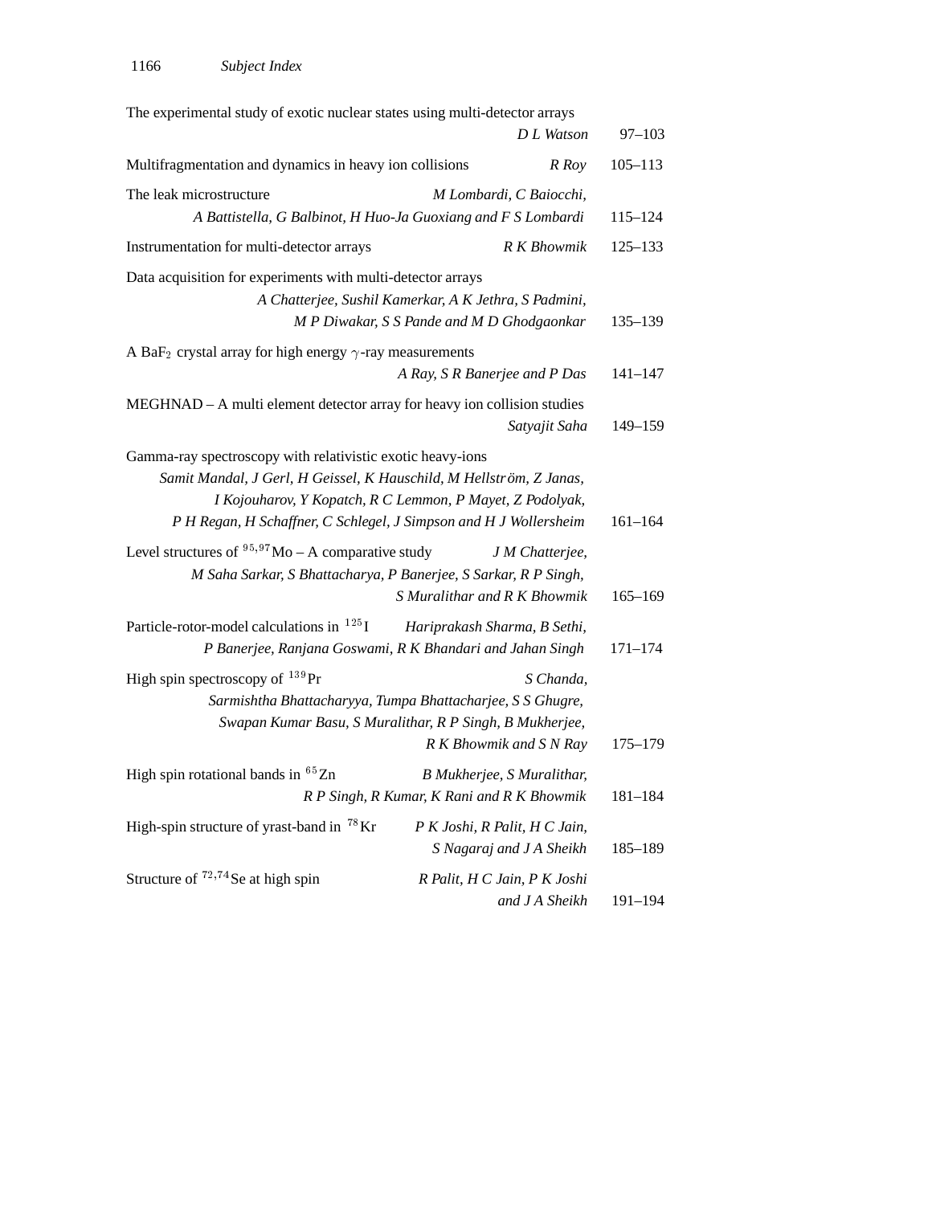The experimental study of exotic nuclear states using multi-detector arrays
*D L Watson* 97–103

Multifragmentation and dynamics in heavy ion collisions *R Roy* 105–113

The leak microstructure *M Lombardi, C Baiocchi, A Battistella, G Balbinot, H Huo-Ja Guoxiang and F S Lombardi* 115–124

Instrumentation for multi-detector arrays *R K Bhowmik* 125–133

Data acquisition for experiments with multi-detector arrays
*A Chatterjee, Sushil Kamerkar, A K Jethra, S Padmini, M P Diwakar, S S Pande and M D Ghodgaonkar* 135–139

A $BaF_2$ crystal array for high energy $\gamma$-ray measurements
*A Ray, S R Banerjee and P Das* 141–147

MEGHNAD – A multi element detector array for heavy ion collision studies
*Satyajit Saha* 149–159

Gamma-ray spectroscopy with relativistic exotic heavy-ions
*Samit Mandal, J Gerl, H Geissel, K Hauschild, M Hellström, Z Janas, I Kojouharov, Y Kopatch, R C Lemmon, P Mayet, Z Podolyak, P H Regan, H Schaffner, C Schlegel, J Simpson and H J Wollersheim* 161–164

Level structures of $^{95,97}$Mo – A comparative study *J M Chatterjee, M Saha Sarkar, S Bhattacharya, P Banerjee, S Sarkar, R P Singh, S Muralithar and R K Bhowmik* 165–169

Particle-rotor-model calculations in $^{125}$I *Hariprakash Sharma, B Sethi, P Banerjee, Ranjana Goswami, R K Bhandari and Jahan Singh* 171–174

High spin spectroscopy of $^{139}$Pr *S Chanda, Sarmishtha Bhattacharyya, Tumpa Bhattacharjee, S S Ghugre, Swapan Kumar Basu, S Muralithar, R P Singh, B Mukherjee, R K Bhowmik and S N Ray* 175–179

High spin rotational bands in $^{65}$Zn *B Mukherjee, S Muralithar, R P Singh, R Kumar, K Rani and R K Bhowmik* 181–184

High-spin structure of yrast-band in $^{78}$Kr *P K Joshi, R Palit, H C Jain, S Nagaraj and J A Sheikh* 185–189

Structure of $^{72,74}$Se at high spin *R Palit, H C Jain, P K Joshi and J A Sheikh* 191–194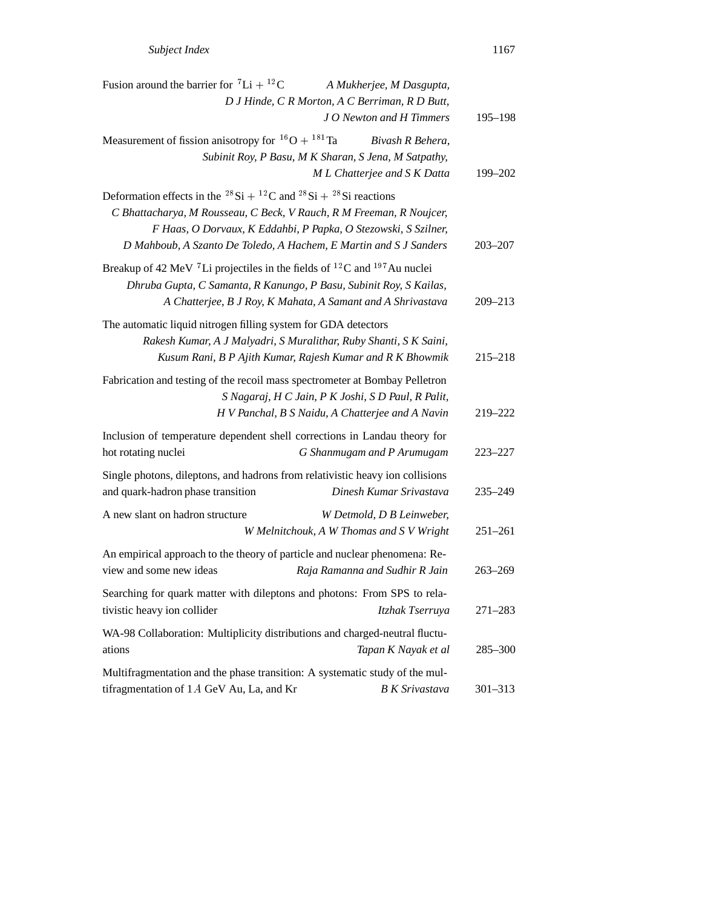Fusion around the barrier for $^{7}Li + ^{12}C$ *A Mukherjee, M Dasgupta, D J Hinde, C R Morton, A C Berriman, R D Butt, J O Newton and H Timmers* 195–198

Measurement of fission anisotropy for $^{16}O + ^{181}Ta$ *Bivash R Behera, Subinit Roy, P Basu, M K Sharan, S Jena, M Satpathy, M L Chatterjee and S K Datta* 199–202

Deformation effects in the $^{28}Si + ^{12}C$ and $^{28}Si + ^{28}Si$ reactions *C Bhattacharya, M Rousseau, C Beck, V Rauch, R M Freeman, R Noujcer, F Haas, O Dorvaux, K Eddahbi, P Papka, O Stezowski, S Szilner, D Mahboub, A Szanto De Toledo, A Hachem, E Martin and S J Sanders* 203–207

Breakup of 42 MeV $^{7}Li$ projectiles in the fields of $^{12}C$ and $^{197}Au$ nuclei *Dhruba Gupta, C Samanta, R Kanungo, P Basu, Subinit Roy, S Kailas, A Chatterjee, B J Roy, K Mahata, A Samant and A Shrivastava* 209–213

The automatic liquid nitrogen filling system for GDA detectors *Rakesh Kumar, A J Malyadri, S Muralithar, Ruby Shanti, S K Saini, Kusum Rani, B P Ajith Kumar, Rajesh Kumar and R K Bhowmik* 215–218

Fabrication and testing of the recoil mass spectrometer at Bombay Pelletron *S Nagaraj, H C Jain, P K Joshi, S D Paul, R Palit, H V Panchal, B S Naidu, A Chatterjee and A Navin* 219–222

Inclusion of temperature dependent shell corrections in Landau theory for hot rotating nuclei *G Shanmugam and P Arumugam* 223–227

Single photons, dileptons, and hadrons from relativistic heavy ion collisions and quark-hadron phase transition *Dinesh Kumar Srivastava* 235–249

A new slant on hadron structure *W Detmold, D B Leinweber, W Melnitchouk, A W Thomas and S V Wright* 251–261

An empirical approach to the theory of particle and nuclear phenomena: Review and some new ideas *Raja Ramanna and Sudhir R Jain* 263–269

Searching for quark matter with dileptons and photons: From SPS to relativistic heavy ion collider *Itzhak Tserruya* 271–283

WA-98 Collaboration: Multiplicity distributions and charged-neutral fluctuations *Tapan K Nayak et al* 285–300

Multifragmentation and the phase transition: A systematic study of the multifragmentation of 1$A$ GeV Au, La, and Kr *B K Srivastava* 301–313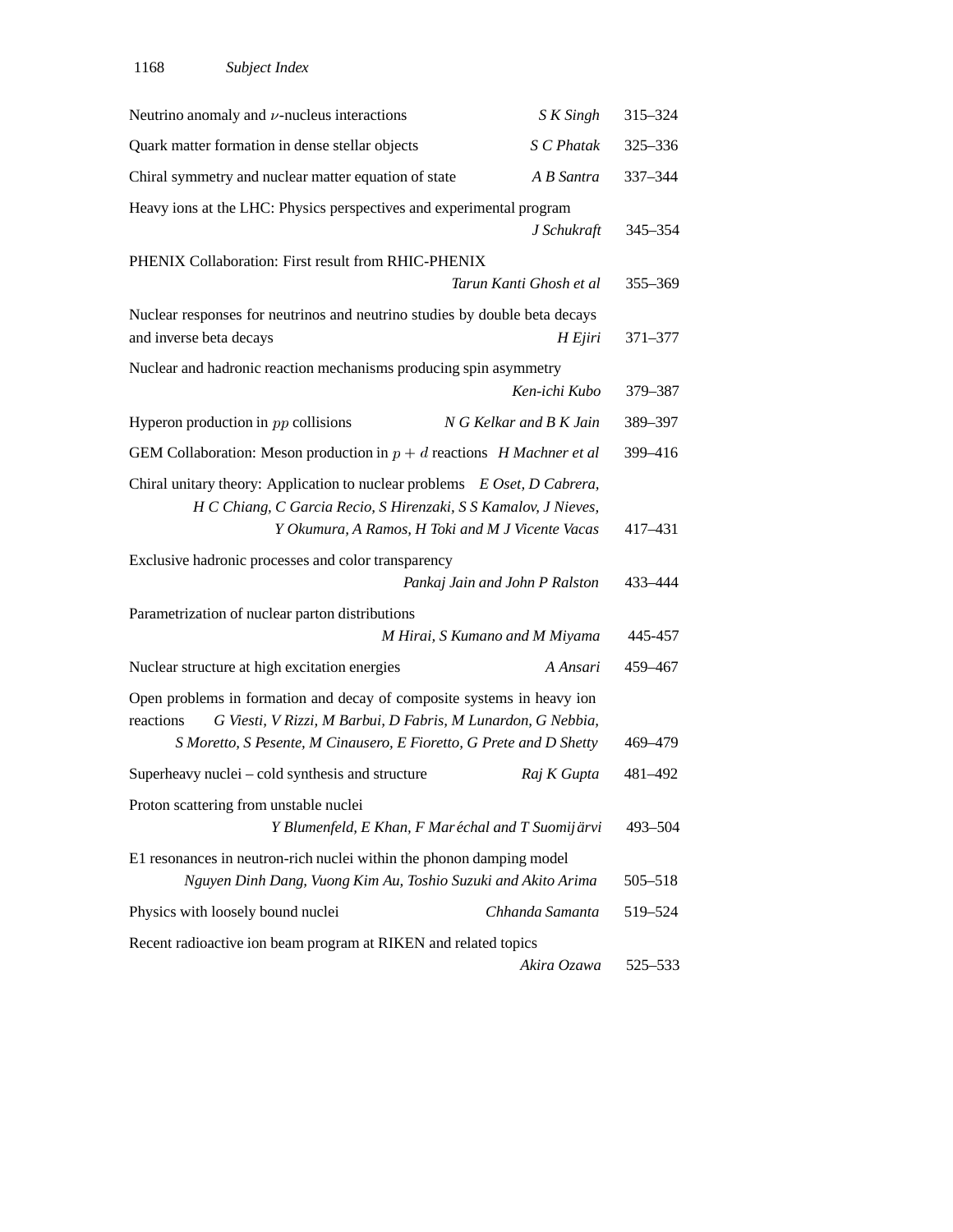Neutrino anomaly and $\nu$-nucleus interactions *S K Singh* 315–324

Quark matter formation in dense stellar objects *S C Phatak* 325–336

Chiral symmetry and nuclear matter equation of state *A B Santra* 337–344

Heavy ions at the LHC: Physics perspectives and experimental program *J Schukraft* 345–354

PHENIX Collaboration: First result from RHIC-PHENIX *Tarun Kanti Ghosh et al* 355–369

Nuclear responses for neutrinos and neutrino studies by double beta decays and inverse beta decays *H Ejiri* 371–377

Nuclear and hadronic reaction mechanisms producing spin asymmetry *Ken-ichi Kubo* 379–387

Hyperon production in $pp$ collisions *N G Kelkar and B K Jain* 389–397

GEM Collaboration: Meson production in $p + d$ reactions *H Machner et al* 399–416

Chiral unitary theory: Application to nuclear problems *E Oset, D Cabrera, H C Chiang, C Garcia Recio, S Hirenzaki, S S Kamalov, J Nieves, Y Okumura, A Ramos, H Toki and M J Vicente Vacas* 417–431

Exclusive hadronic processes and color transparency *Pankaj Jain and John P Ralston* 433–444

Parametrization of nuclear parton distributions *M Hirai, S Kumano and M Miyama* 445-457

Nuclear structure at high excitation energies *A Ansari* 459–467

Open problems in formation and decay of composite systems in heavy ion reactions *G Viesti, V Rizzi, M Barbui, D Fabris, M Lunardon, G Nebbia, S Moretto, S Pesente, M Cinausero, E Fioretto, G Prete and D Shetty* 469–479

Superheavy nuclei – cold synthesis and structure *Raj K Gupta* 481–492

Proton scattering from unstable nuclei *Y Blumenfeld, E Khan, F Maréchal and T Suomijärvi* 493–504

E1 resonances in neutron-rich nuclei within the phonon damping model *Nguyen Dinh Dang, Vuong Kim Au, Toshio Suzuki and Akito Arima* 505–518

Physics with loosely bound nuclei *Chhanda Samanta* 519–524

Recent radioactive ion beam program at RIKEN and related topics *Akira Ozawa* 525–533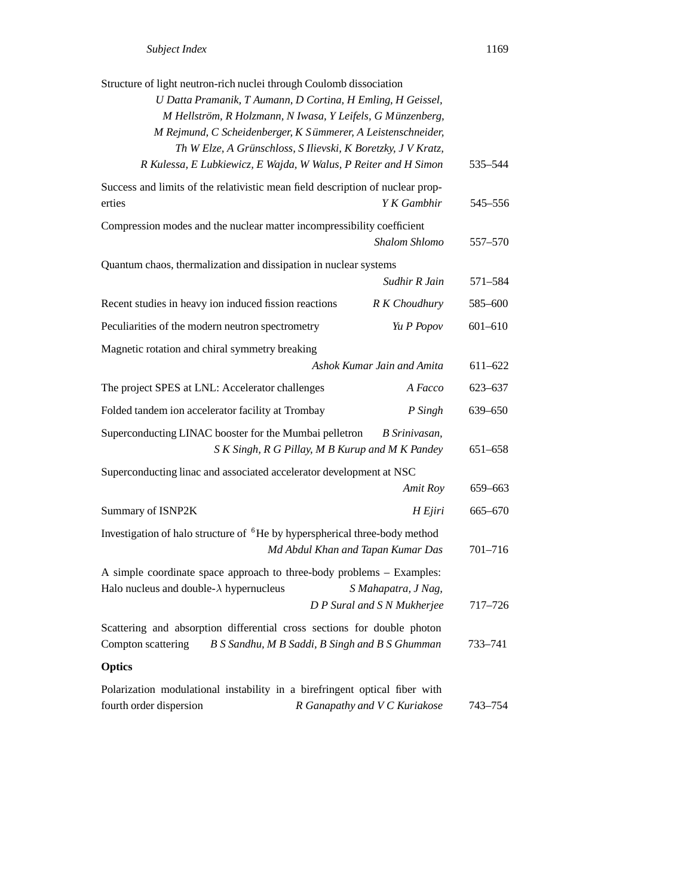Structure of light neutron-rich nuclei through Coulomb dissociation
*U Datta Pramanik, T Aumann, D Cortina, H Emling, H Geissel, M Hellström, R Holzmann, N Iwasa, Y Leifels, G Münzenberg, M Rejmund, C Scheidenberger, K Sümmerer, A Leistenschneider, Th W Elze, A Grünschloss, S Ilievski, K Boretzky, J V Kratz, R Kulessa, E Lubkiewicz, E Wajda, W Walus, P Reiter and H Simon* 535–544

Success and limits of the relativistic mean field description of nuclear properties *Y K Gambhir* 545–556

Compression modes and the nuclear matter incompressibility coefficient
*Shalom Shlomo* 557–570

Quantum chaos, thermalization and dissipation in nuclear systems
*Sudhir R Jain* 571–584

Recent studies in heavy ion induced fission reactions *R K Choudhury* 585–600

Peculiarities of the modern neutron spectrometry *Yu P Popov* 601–610

Magnetic rotation and chiral symmetry breaking
*Ashok Kumar Jain and Amita* 611–622

The project SPES at LNL: Accelerator challenges *A Facco* 623–637

Folded tandem ion accelerator facility at Trombay *P Singh* 639–650

Superconducting LINAC booster for the Mumbai pelletron *B Srinivasan, S K Singh, R G Pillay, M B Kurup and M K Pandey* 651–658

Superconducting linac and associated accelerator development at NSC
*Amit Roy* 659–663

Summary of ISNP2K *H Ejiri* 665–670

Investigation of halo structure of $^{6}$He by hyperspherical three-body method
*Md Abdul Khan and Tapan Kumar Das* 701–716

A simple coordinate space approach to three-body problems – Examples: Halo nucleus and double-$\lambda$ hypernucleus *S Mahapatra, J Nag, D P Sural and S N Mukherjee* 717–726

Scattering and absorption differential cross sections for double photon Compton scattering *B S Sandhu, M B Saddi, B Singh and B S Ghumman* 733–741

**Optics**

Polarization modulational instability in a birefringent optical fiber with fourth order dispersion *R Ganapathy and V C Kuriakose* 743–754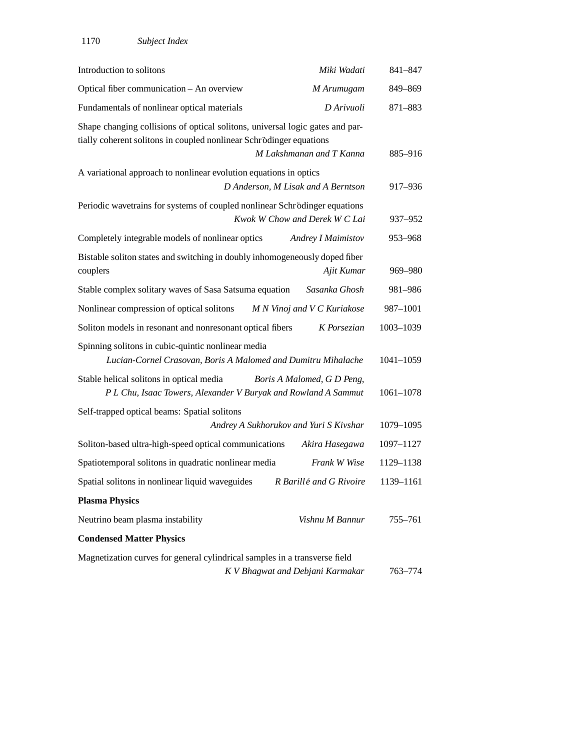Introduction to solitons — *Miki Wadati* — 841–847

Optical fiber communication – An overview — *M Arumugam* — 849–869

Fundamentals of nonlinear optical materials — *D Arivuoli* — 871–883

Shape changing collisions of optical solitons, universal logic gates and partially coherent solitons in coupled nonlinear Schrödinger equations — *M Lakshmanan and T Kanna* — 885–916

A variational approach to nonlinear evolution equations in optics — *D Anderson, M Lisak and A Berntson* — 917–936

Periodic wavetrains for systems of coupled nonlinear Schrödinger equations — *Kwok W Chow and Derek W C Lai* — 937–952

Completely integrable models of nonlinear optics — *Andrey I Maimistov* — 953–968

Bistable soliton states and switching in doubly inhomogeneously doped fiber couplers — *Ajit Kumar* — 969–980

Stable complex solitary waves of Sasa Satsuma equation — *Sasanka Ghosh* — 981–986

Nonlinear compression of optical solitons — *M N Vinoj and V C Kuriakose* — 987–1001

Soliton models in resonant and nonresonant optical fibers — *K Porsezian* — 1003–1039

Spinning solitons in cubic-quintic nonlinear media — *Lucian-Cornel Crasovan, Boris A Malomed and Dumitru Mihalache* — 1041–1059

Stable helical solitons in optical media — *Boris A Malomed, G D Peng, P L Chu, Isaac Towers, Alexander V Buryak and Rowland A Sammut* — 1061–1078

Self-trapped optical beams: Spatial solitons — *Andrey A Sukhorukov and Yuri S Kivshar* — 1079–1095

Soliton-based ultra-high-speed optical communications — *Akira Hasegawa* — 1097–1127

Spatiotemporal solitons in quadratic nonlinear media — *Frank W Wise* — 1129–1138

Spatial solitons in nonlinear liquid waveguides — *R Barillé and G Rivoire* — 1139–1161

**Plasma Physics**

Neutrino beam plasma instability — *Vishnu M Bannur* — 755–761

**Condensed Matter Physics**

Magnetization curves for general cylindrical samples in a transverse field — *K V Bhagwat and Debjani Karmakar* — 763–774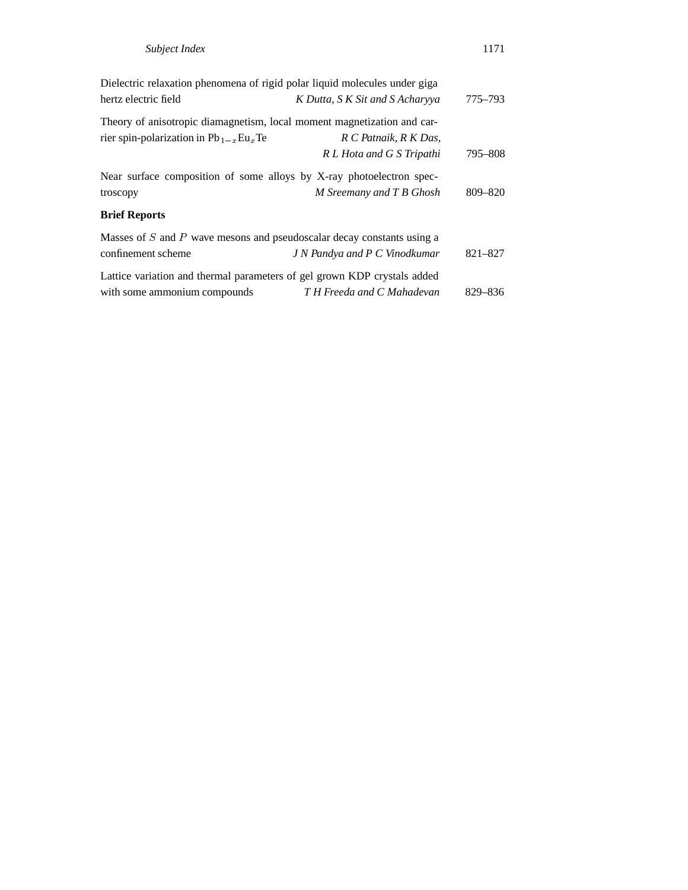Dielectric relaxation phenomena of rigid polar liquid molecules under giga hertz electric field *K Dutta, S K Sit and S Acharyya* 775–793

Theory of anisotropic diamagnetism, local moment magnetization and carrier spin-polarization in $Pb_{1-x}Eu_xTe$ *R C Patnaik, R K Das, R L Hota and G S Tripathi* 795–808

Near surface composition of some alloys by X-ray photoelectron spectroscopy *M Sreemany and T B Ghosh* 809–820

**Brief Reports**

Masses of $S$ and $P$ wave mesons and pseudoscalar decay constants using a confinement scheme *J N Pandya and P C Vinodkumar* 821–827

Lattice variation and thermal parameters of gel grown KDP crystals added with some ammonium compounds *T H Freeda and C Mahadevan* 829–836